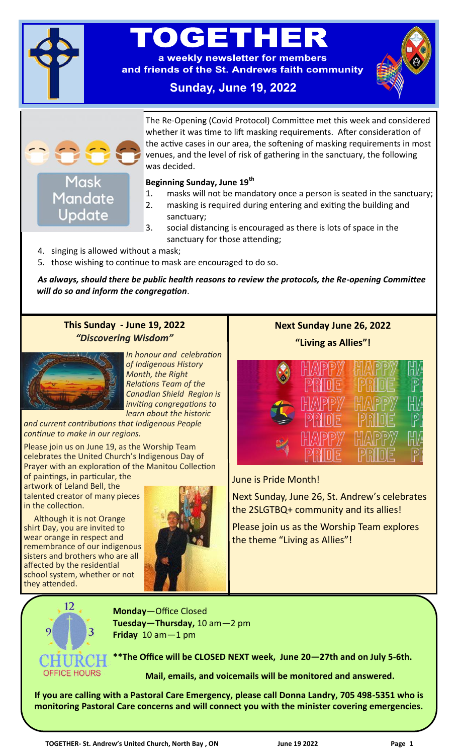# TOGETHER

**a weekly newsletter for members and friends of the St. Andrews faith community**

**Sunday, June 19, 2022**

## Mask Mandate Update

The Re-Opening (Covid Protocol) Committee met this week and considered whether it was time to lift masking requirements. After consideration of the active cases in our area, the softening of masking requirements in most venues, and the level of risk of gathering in the sanctuary, the following was decided.

**Beginning Sunday, June 19th**

1. masks will not be mandatory once a person is seated in the sanctuary;
2. masking is required during entering and exiting the building and sanctuary;
3. social distancing is encouraged as there is lots of space in the sanctuary for those attending;
4. singing is allowed without a mask;
5. those wishing to continue to mask are encouraged to do so.

***As always, should there be public health reasons to review the protocols, the Re-opening Committee will do so and inform the congregation.***

## This Sunday - June 19, 2022

### *"Discovering Wisdom"*

*In honour and celebration of Indigenous History Month, the Right Relations Team of the Canadian Shield Region is inviting congregations to learn about the historic and current contributions that Indigenous People continue to make in our regions.*

Please join us on June 19, as the Worship Team celebrates the United Church's Indigenous Day of Prayer with an exploration of the Manitou Collection of paintings, in particular, the artwork of Leland Bell, the talented creator of many pieces in the collection.

Although it is not Orange shirt Day, you are invited to wear orange in respect and remembrance of our indigenous sisters and brothers who are all affected by the residential school system, whether or not they attended.

## Next Sunday June 26, 2022

### "Living as Allies"!

June is Pride Month!

Next Sunday, June 26, St. Andrew's celebrates the 2SLGTBQ+ community and its allies!

Please join us as the Worship Team explores the theme "Living as Allies"!

## Church Office Hours

**Monday**—Office Closed
**Tuesday—Thursday,** 10 am—2 pm
**Friday** 10 am—1 pm

**\*\*The Office will be CLOSED NEXT week, June 20—27th and on July 5-6th.**

**Mail, emails, and voicemails will be monitored and answered.**

**If you are calling with a Pastoral Care Emergency, please call Donna Landry, 705 498-5351 who is monitoring Pastoral Care concerns and will connect you with the minister covering emergencies.**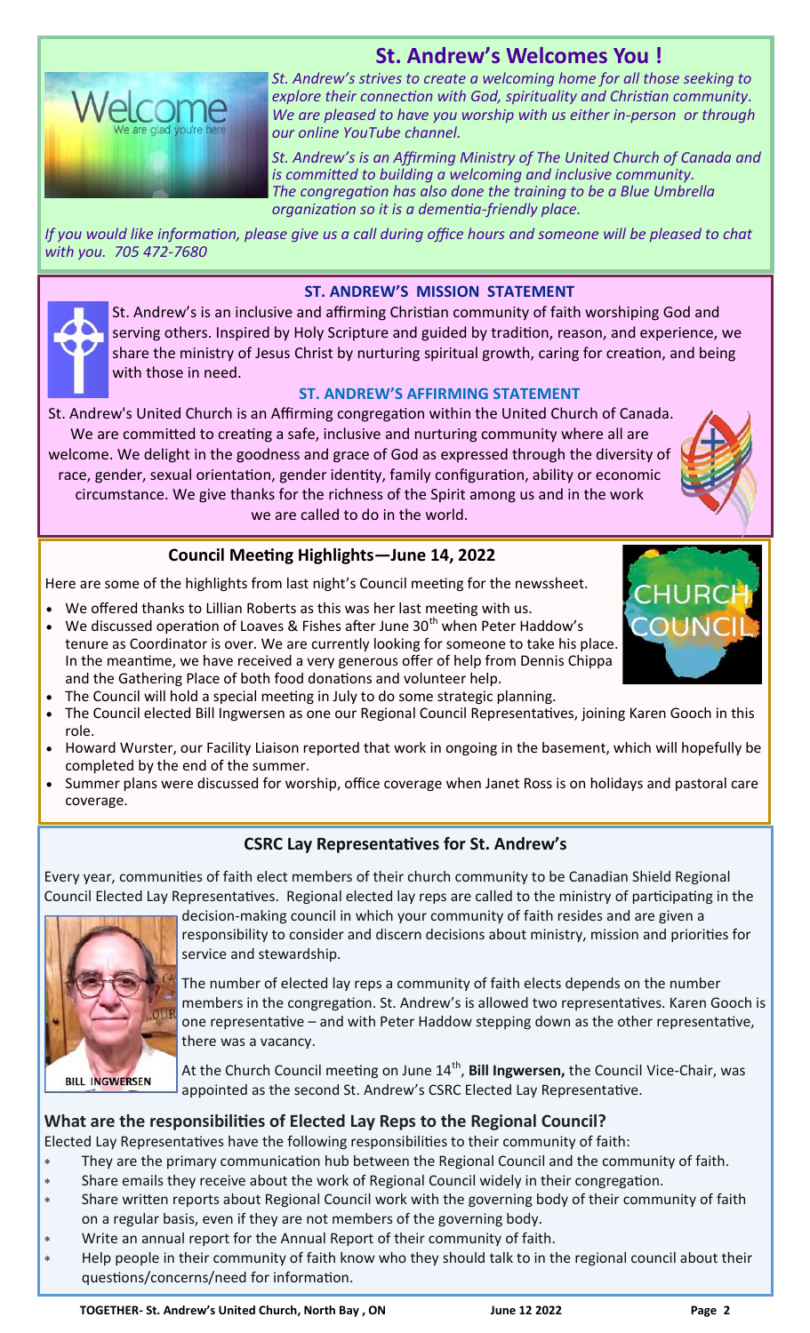## St. Andrew's Welcomes You !

*St. Andrew's strives to create a welcoming home for all those seeking to explore their connection with God, spirituality and Christian community. We are pleased to have you worship with us either in-person or through our online YouTube channel.*

*St. Andrew's is an Affirming Ministry of The United Church of Canada and is committed to building a welcoming and inclusive community. The congregation has also done the training to be a Blue Umbrella organization so it is a dementia-friendly place.*

*If you would like information, please give us a call during office hours and someone will be pleased to chat with you. 705 472-7680*

### ST. ANDREW'S MISSION STATEMENT

St. Andrew's is an inclusive and affirming Christian community of faith worshiping God and serving others. Inspired by Holy Scripture and guided by tradition, reason, and experience, we share the ministry of Jesus Christ by nurturing spiritual growth, caring for creation, and being with those in need.

### ST. ANDREW'S AFFIRMING STATEMENT

St. Andrew's United Church is an Affirming congregation within the United Church of Canada. We are committed to creating a safe, inclusive and nurturing community where all are welcome. We delight in the goodness and grace of God as expressed through the diversity of race, gender, sexual orientation, gender identity, family configuration, ability or economic circumstance. We give thanks for the richness of the Spirit among us and in the work we are called to do in the world.

### Council Meeting Highlights—June 14, 2022

Here are some of the highlights from last night's Council meeting for the newssheet.

- We offered thanks to Lillian Roberts as this was her last meeting with us.
- We discussed operation of Loaves & Fishes after June 30th when Peter Haddow's tenure as Coordinator is over. We are currently looking for someone to take his place. In the meantime, we have received a very generous offer of help from Dennis Chippa and the Gathering Place of both food donations and volunteer help.
- The Council will hold a special meeting in July to do some strategic planning.
- The Council elected Bill Ingwersen as one our Regional Council Representatives, joining Karen Gooch in this role.
- Howard Wurster, our Facility Liaison reported that work in ongoing in the basement, which will hopefully be completed by the end of the summer.
- Summer plans were discussed for worship, office coverage when Janet Ross is on holidays and pastoral care coverage.

### CSRC Lay Representatives for St. Andrew's

Every year, communities of faith elect members of their church community to be Canadian Shield Regional Council Elected Lay Representatives. Regional elected lay reps are called to the ministry of participating in the decision-making council in which your community of faith resides and are given a responsibility to consider and discern decisions about ministry, mission and priorities for service and stewardship.

BILL INGWERSEN

The number of elected lay reps a community of faith elects depends on the number members in the congregation. St. Andrew's is allowed two representatives. Karen Gooch is one representative – and with Peter Haddow stepping down as the other representative, there was a vacancy.

At the Church Council meeting on June 14th, **Bill Ingwersen,** the Council Vice-Chair, was appointed as the second St. Andrew's CSRC Elected Lay Representative.

### What are the responsibilities of Elected Lay Reps to the Regional Council?

Elected Lay Representatives have the following responsibilities to their community of faith:

- They are the primary communication hub between the Regional Council and the community of faith.
- Share emails they receive about the work of Regional Council widely in their congregation.
- Share written reports about Regional Council work with the governing body of their community of faith on a regular basis, even if they are not members of the governing body.
- Write an annual report for the Annual Report of their community of faith.
- Help people in their community of faith know who they should talk to in the regional council about their questions/concerns/need for information.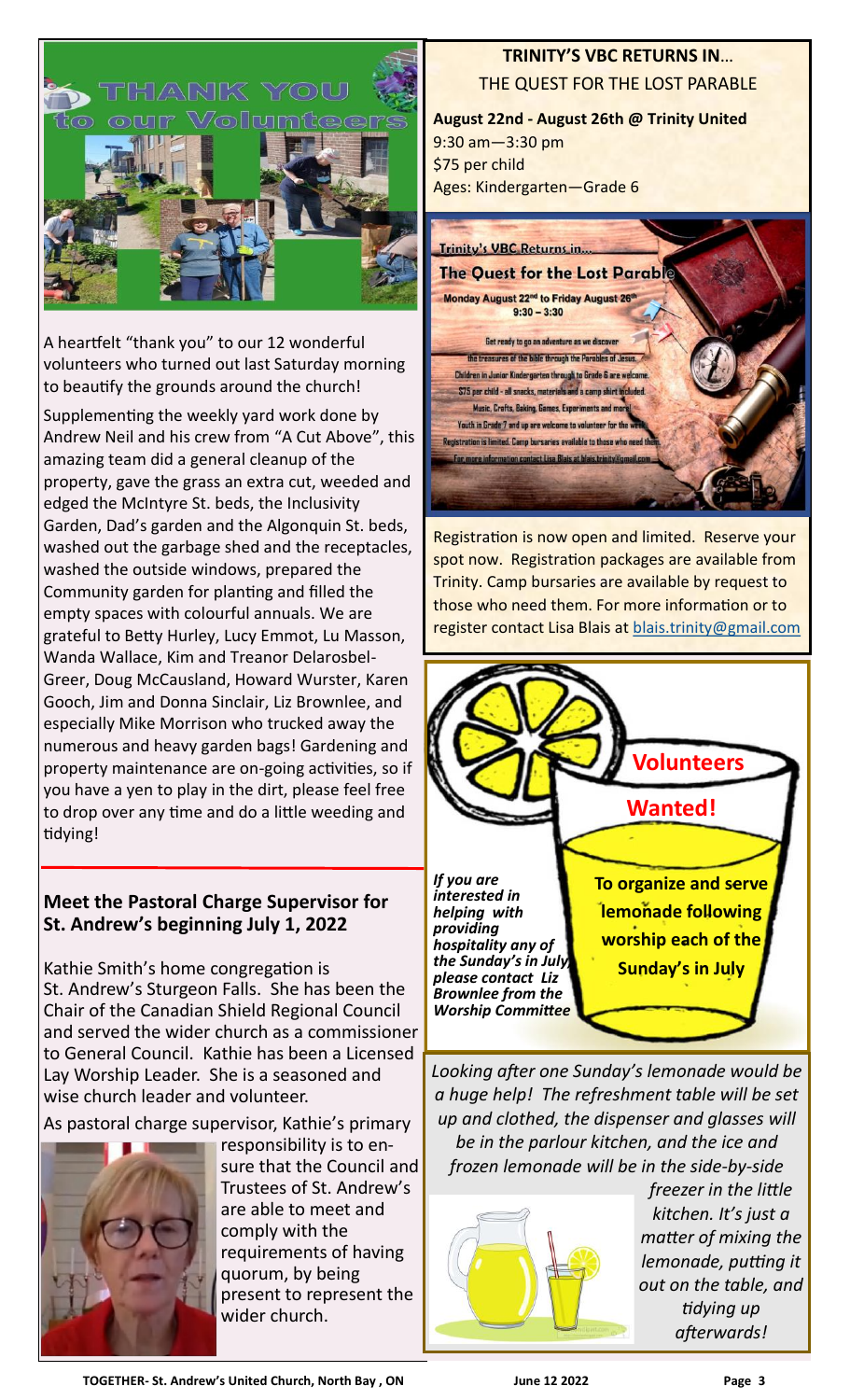# THANK YOU to our Volunteers

A heartfelt "thank you" to our 12 wonderful volunteers who turned out last Saturday morning to beautify the grounds around the church!

Supplementing the weekly yard work done by Andrew Neil and his crew from "A Cut Above", this amazing team did a general cleanup of the property, gave the grass an extra cut, weeded and edged the McIntyre St. beds, the Inclusivity Garden, Dad's garden and the Algonquin St. beds, washed out the garbage shed and the receptacles, washed the outside windows, prepared the Community garden for planting and filled the empty spaces with colourful annuals. We are grateful to Betty Hurley, Lucy Emmot, Lu Masson, Wanda Wallace, Kim and Treanor Delarosbel-Greer, Doug McCausland, Howard Wurster, Karen Gooch, Jim and Donna Sinclair, Liz Brownlee, and especially Mike Morrison who trucked away the numerous and heavy garden bags! Gardening and property maintenance are on-going activities, so if you have a yen to play in the dirt, please feel free to drop over any time and do a little weeding and tidying!

## Meet the Pastoral Charge Supervisor for St. Andrew's beginning July 1, 2022

Kathie Smith's home congregation is St. Andrew's Sturgeon Falls. She has been the Chair of the Canadian Shield Regional Council and served the wider church as a commissioner to General Council. Kathie has been a Licensed Lay Worship Leader. She is a seasoned and wise church leader and volunteer.

As pastoral charge supervisor, Kathie's primary responsibility is to ensure that the Council and Trustees of St. Andrew's are able to meet and comply with the requirements of having quorum, by being present to represent the wider church.

## TRINITY'S VBC RETURNS IN… THE QUEST FOR THE LOST PARABLE

**August 22nd - August 26th @ Trinity United**
9:30 am—3:30 pm
$75 per child
Ages: Kindergarten—Grade 6

**Trinity's VBC Returns in…**
**The Quest for the Lost Parable**
Monday August 22nd to Friday August 26th
9:30 – 3:30

Get ready to go on an adventure as we discover the treasures of the bible through the Parables of Jesus.
Children in Junior Kindergarten through to Grade 6 are welcome.
$75 per child - all snacks, materials and a camp shirt included.
Music, Crafts, Baking, Games, Experiments and more!
Youth in Grade 7 and up are welcome to volunteer for the week.
Registration is limited. Camp bursaries available to those who need them.
For more information contact Lisa Blais at blais.trinity@gmail.com

Registration is now open and limited. Reserve your spot now. Registration packages are available from Trinity. Camp bursaries are available by request to those who need them. For more information or to register contact Lisa Blais at blais.trinity@gmail.com

## Volunteers Wanted!

**To organize and serve lemonade following worship each of the Sunday's in July**

***If you are interested in helping with providing hospitality any of the Sunday's in July please contact Liz Brownlee from the Worship Committee***

*Looking after one Sunday's lemonade would be a huge help! The refreshment table will be set up and clothed, the dispenser and glasses will be in the parlour kitchen, and the ice and frozen lemonade will be in the side-by-side freezer in the little kitchen. It's just a matter of mixing the lemonade, putting it out on the table, and tidying up afterwards!*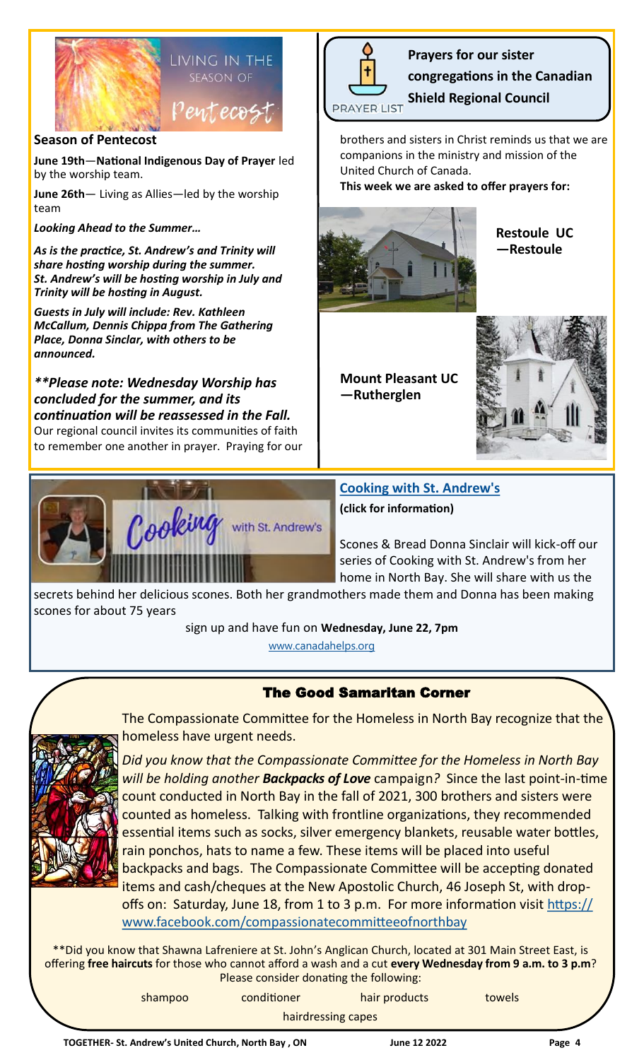LIVING IN THE SEASON OF Pentecost

## Season of Pentecost

**June 19th**—**National Indigenous Day of Prayer** led by the worship team.

**June 26th**— Living as Allies—led by the worship team

***Looking Ahead to the Summer…***

***As is the practice, St. Andrew's and Trinity will share hosting worship during the summer. St. Andrew's will be hosting worship in July and Trinity will be hosting in August.***

***Guests in July will include: Rev. Kathleen McCallum, Dennis Chippa from The Gathering Place, Donna Sinclar, with others to be announced.***

***\*\*Please note: Wednesday Worship has concluded for the summer, and its continuation will be reassessed in the Fall.***

Our regional council invites its communities of faith to remember one another in prayer. Praying for our brothers and sisters in Christ reminds us that we are companions in the ministry and mission of the United Church of Canada.

PRAYER LIST

## Prayers for our sister congregations in the Canadian Shield Regional Council

**This week we are asked to offer prayers for:**

**Restoule UC —Restoule**

**Mount Pleasant UC —Rutherglen**

## Cooking with St. Andrew's

**(click for information)**

Scones & Bread Donna Sinclair will kick-off our series of Cooking with St. Andrew's from her home in North Bay. She will share with us the secrets behind her delicious scones. Both her grandmothers made them and Donna has been making scones for about 75 years

sign up and have fun on **Wednesday, June 22, 7pm**

www.canadahelps.org

## The Good Samaritan Corner

The Compassionate Committee for the Homeless in North Bay recognize that the homeless have urgent needs.

*Did you know that the Compassionate Committee for the Homeless in North Bay will be holding another* ***Backpacks of Love*** campaign*?* Since the last point-in-time count conducted in North Bay in the fall of 2021, 300 brothers and sisters were counted as homeless. Talking with frontline organizations, they recommended essential items such as socks, silver emergency blankets, reusable water bottles, rain ponchos, hats to name a few. These items will be placed into useful backpacks and bags. The Compassionate Committee will be accepting donated items and cash/cheques at the New Apostolic Church, 46 Joseph St, with drop-offs on: Saturday, June 18, from 1 to 3 p.m. For more information visit https://www.facebook.com/compassionatecommitteeofnorthbay

\*\*Did you know that Shawna Lafreniere at St. John's Anglican Church, located at 301 Main Street East, is offering **free haircuts** for those who cannot afford a wash and a cut **every Wednesday from 9 a.m. to 3 p.m**? Please consider donating the following:

- shampoo
- conditioner
- hair products
- towels
- hairdressing capes